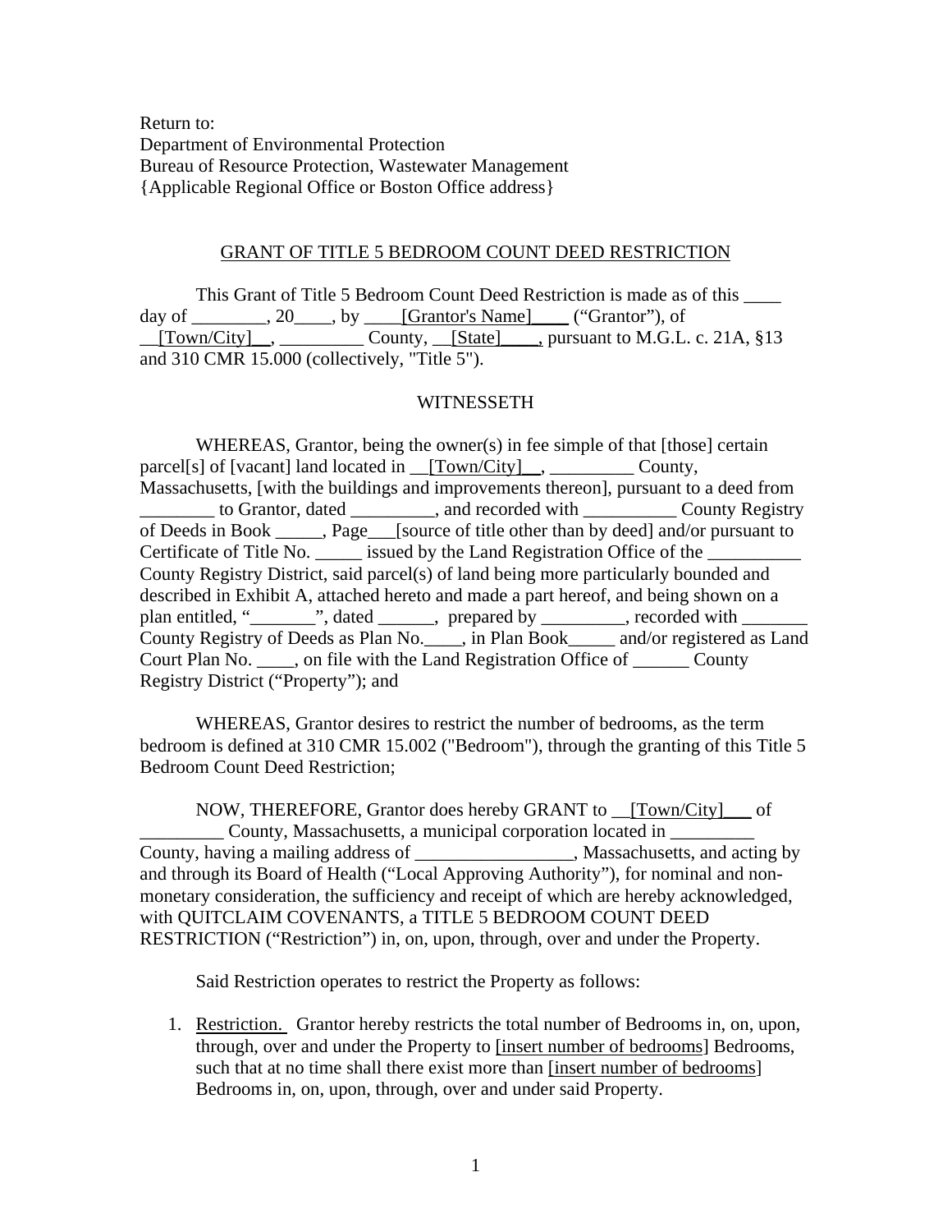Return to:
Department of Environmental Protection
Bureau of Resource Protection, Wastewater Management
{Applicable Regional Office or Boston Office address}

## GRANT OF TITLE 5 BEDROOM COUNT DEED RESTRICTION

This Grant of Title 5 Bedroom Count Deed Restriction is made as of this ____ day of ________, 20____, by ____[Grantor's Name]____ ("Grantor"), of __[Town/City]__, _________ County, __[State]____, pursuant to M.G.L. c. 21A, §13 and 310 CMR 15.000 (collectively, "Title 5").

WITNESSETH

WHEREAS, Grantor, being the owner(s) in fee simple of that [those] certain parcel[s] of [vacant] land located in __[Town/City]__, _________ County, Massachusetts, [with the buildings and improvements thereon], pursuant to a deed from ________ to Grantor, dated _________, and recorded with __________ County Registry of Deeds in Book _____, Page___[source of title other than by deed] and/or pursuant to Certificate of Title No. _____ issued by the Land Registration Office of the __________ County Registry District, said parcel(s) of land being more particularly bounded and described in Exhibit A, attached hereto and made a part hereof, and being shown on a plan entitled, "_______", dated ______, prepared by _________, recorded with _______ County Registry of Deeds as Plan No.____, in Plan Book_____ and/or registered as Land Court Plan No. ____, on file with the Land Registration Office of ______ County Registry District ("Property"); and

WHEREAS, Grantor desires to restrict the number of bedrooms, as the term bedroom is defined at 310 CMR 15.002 ("Bedroom"), through the granting of this Title 5 Bedroom Count Deed Restriction;

NOW, THEREFORE, Grantor does hereby GRANT to __[Town/City]___ of _________ County, Massachusetts, a municipal corporation located in _________ County, having a mailing address of _________________, Massachusetts, and acting by and through its Board of Health ("Local Approving Authority"), for nominal and non-monetary consideration, the sufficiency and receipt of which are hereby acknowledged, with QUITCLAIM COVENANTS, a TITLE 5 BEDROOM COUNT DEED RESTRICTION ("Restriction") in, on, upon, through, over and under the Property.

Said Restriction operates to restrict the Property as follows:

1. Restriction. Grantor hereby restricts the total number of Bedrooms in, on, upon, through, over and under the Property to [insert number of bedrooms] Bedrooms, such that at no time shall there exist more than [insert number of bedrooms] Bedrooms in, on, upon, through, over and under said Property.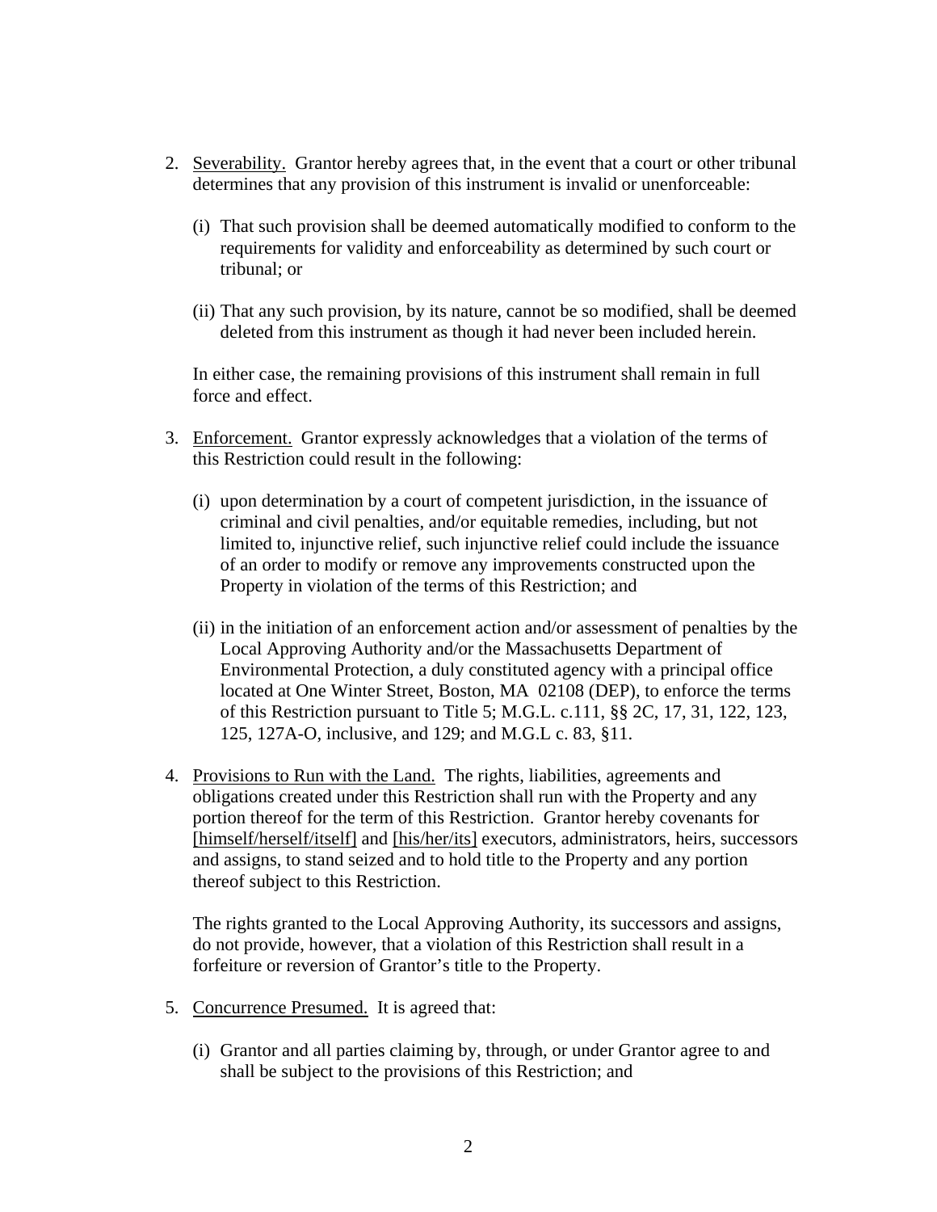2. <u>Severability.</u> Grantor hereby agrees that, in the event that a court or other tribunal determines that any provision of this instrument is invalid or unenforceable:

   (i) That such provision shall be deemed automatically modified to conform to the requirements for validity and enforceability as determined by such court or tribunal; or

   (ii) That any such provision, by its nature, cannot be so modified, shall be deemed deleted from this instrument as though it had never been included herein.

   In either case, the remaining provisions of this instrument shall remain in full force and effect.

3. <u>Enforcement.</u> Grantor expressly acknowledges that a violation of the terms of this Restriction could result in the following:

   (i) upon determination by a court of competent jurisdiction, in the issuance of criminal and civil penalties, and/or equitable remedies, including, but not limited to, injunctive relief, such injunctive relief could include the issuance of an order to modify or remove any improvements constructed upon the Property in violation of the terms of this Restriction; and

   (ii) in the initiation of an enforcement action and/or assessment of penalties by the Local Approving Authority and/or the Massachusetts Department of Environmental Protection, a duly constituted agency with a principal office located at One Winter Street, Boston, MA 02108 (DEP), to enforce the terms of this Restriction pursuant to Title 5; M.G.L. c.111, §§ 2C, 17, 31, 122, 123, 125, 127A-O, inclusive, and 129; and M.G.L c. 83, §11.

4. <u>Provisions to Run with the Land.</u> The rights, liabilities, agreements and obligations created under this Restriction shall run with the Property and any portion thereof for the term of this Restriction. Grantor hereby covenants for <u>[himself/herself/itself]</u> and <u>[his/her/its]</u> executors, administrators, heirs, successors and assigns, to stand seized and to hold title to the Property and any portion thereof subject to this Restriction.

   The rights granted to the Local Approving Authority, its successors and assigns, do not provide, however, that a violation of this Restriction shall result in a forfeiture or reversion of Grantor's title to the Property.

5. <u>Concurrence Presumed.</u> It is agreed that:

   (i) Grantor and all parties claiming by, through, or under Grantor agree to and shall be subject to the provisions of this Restriction; and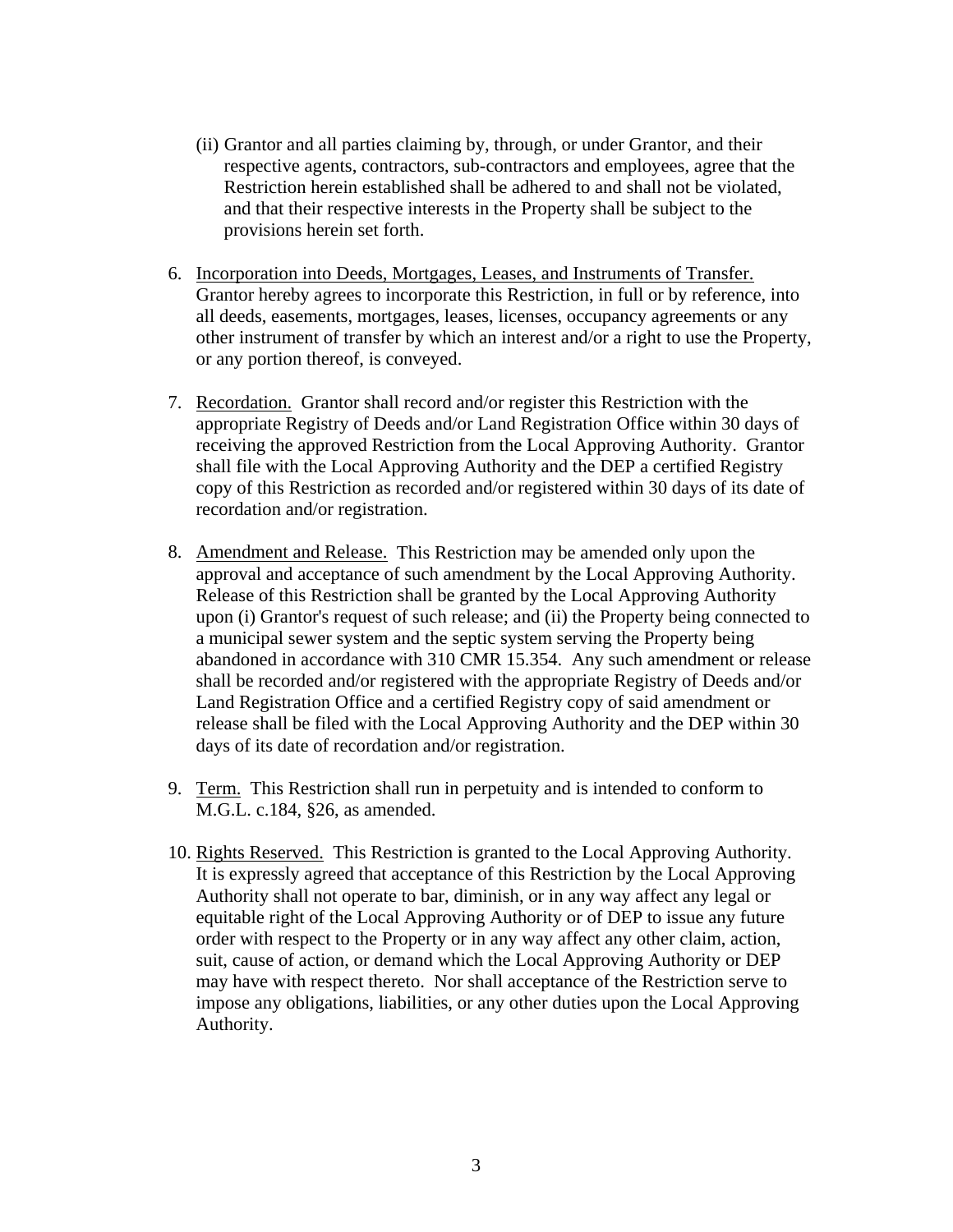(ii) Grantor and all parties claiming by, through, or under Grantor, and their respective agents, contractors, sub-contractors and employees, agree that the Restriction herein established shall be adhered to and shall not be violated, and that their respective interests in the Property shall be subject to the provisions herein set forth.

6. <u>Incorporation into Deeds, Mortgages, Leases, and Instruments of Transfer.</u> Grantor hereby agrees to incorporate this Restriction, in full or by reference, into all deeds, easements, mortgages, leases, licenses, occupancy agreements or any other instrument of transfer by which an interest and/or a right to use the Property, or any portion thereof, is conveyed.

7. <u>Recordation.</u> Grantor shall record and/or register this Restriction with the appropriate Registry of Deeds and/or Land Registration Office within 30 days of receiving the approved Restriction from the Local Approving Authority. Grantor shall file with the Local Approving Authority and the DEP a certified Registry copy of this Restriction as recorded and/or registered within 30 days of its date of recordation and/or registration.

8. <u>Amendment and Release.</u> This Restriction may be amended only upon the approval and acceptance of such amendment by the Local Approving Authority. Release of this Restriction shall be granted by the Local Approving Authority upon (i) Grantor's request of such release; and (ii) the Property being connected to a municipal sewer system and the septic system serving the Property being abandoned in accordance with 310 CMR 15.354. Any such amendment or release shall be recorded and/or registered with the appropriate Registry of Deeds and/or Land Registration Office and a certified Registry copy of said amendment or release shall be filed with the Local Approving Authority and the DEP within 30 days of its date of recordation and/or registration.

9. <u>Term.</u> This Restriction shall run in perpetuity and is intended to conform to M.G.L. c.184, §26, as amended.

10. <u>Rights Reserved.</u> This Restriction is granted to the Local Approving Authority. It is expressly agreed that acceptance of this Restriction by the Local Approving Authority shall not operate to bar, diminish, or in any way affect any legal or equitable right of the Local Approving Authority or of DEP to issue any future order with respect to the Property or in any way affect any other claim, action, suit, cause of action, or demand which the Local Approving Authority or DEP may have with respect thereto. Nor shall acceptance of the Restriction serve to impose any obligations, liabilities, or any other duties upon the Local Approving Authority.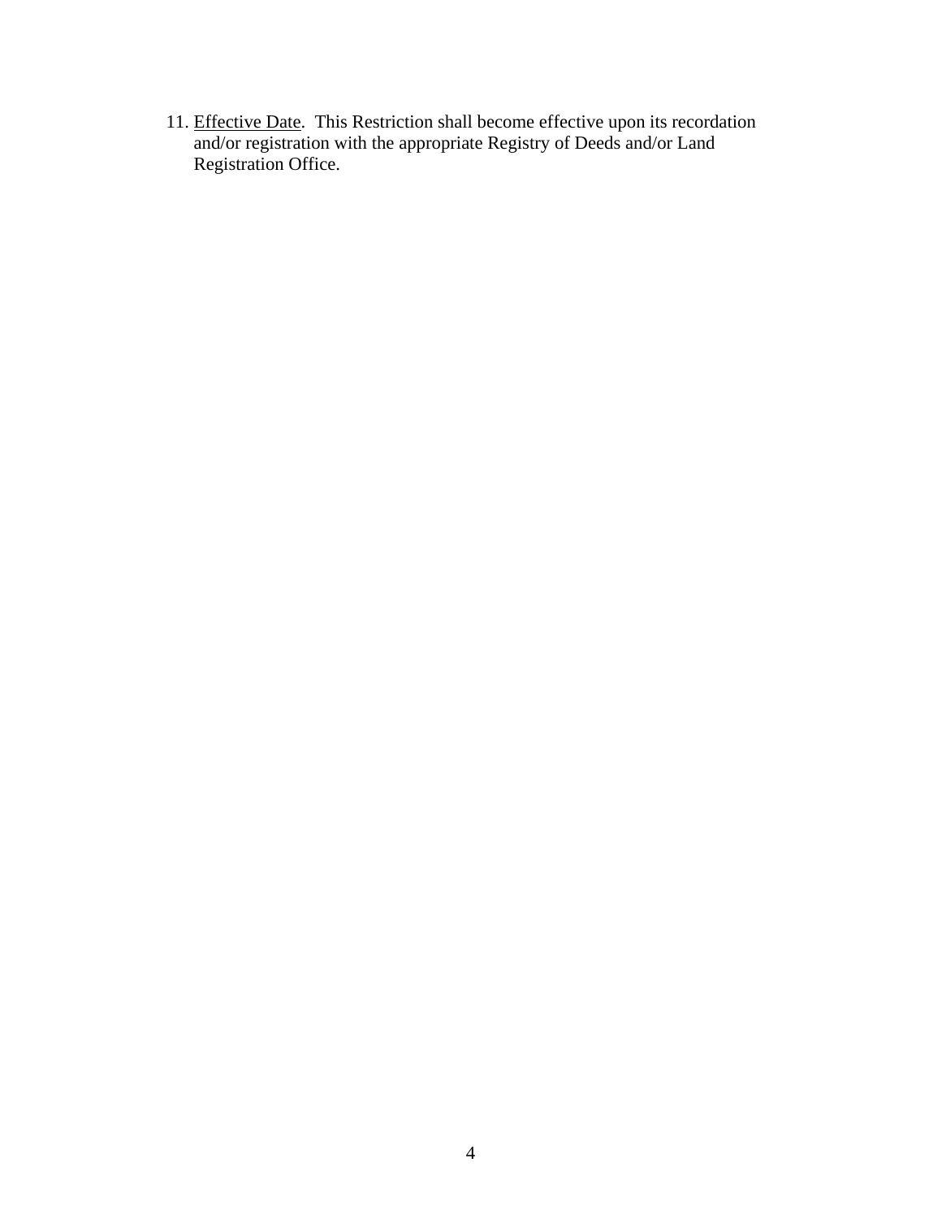11. <u>Effective Date</u>. This Restriction shall become effective upon its recordation and/or registration with the appropriate Registry of Deeds and/or Land Registration Office.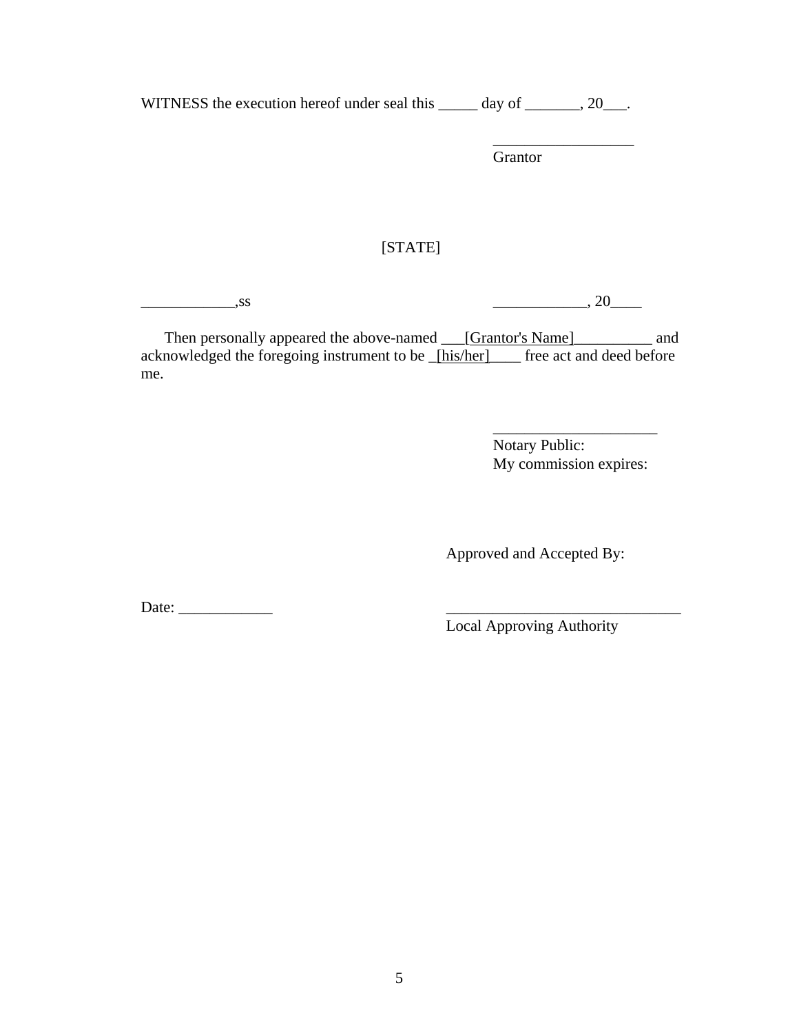WITNESS the execution hereof under seal this _____ day of _______, 20___.

__________________
Grantor

[STATE]

____________,ss ____________, 20____

Then personally appeared the above-named ___[Grantor's Name]__________ and acknowledged the foregoing instrument to be _[his/her]____ free act and deed before me.

______________________
Notary Public:
My commission expires:

Approved and Accepted By:

Date: ____________ ______________________________
Local Approving Authority